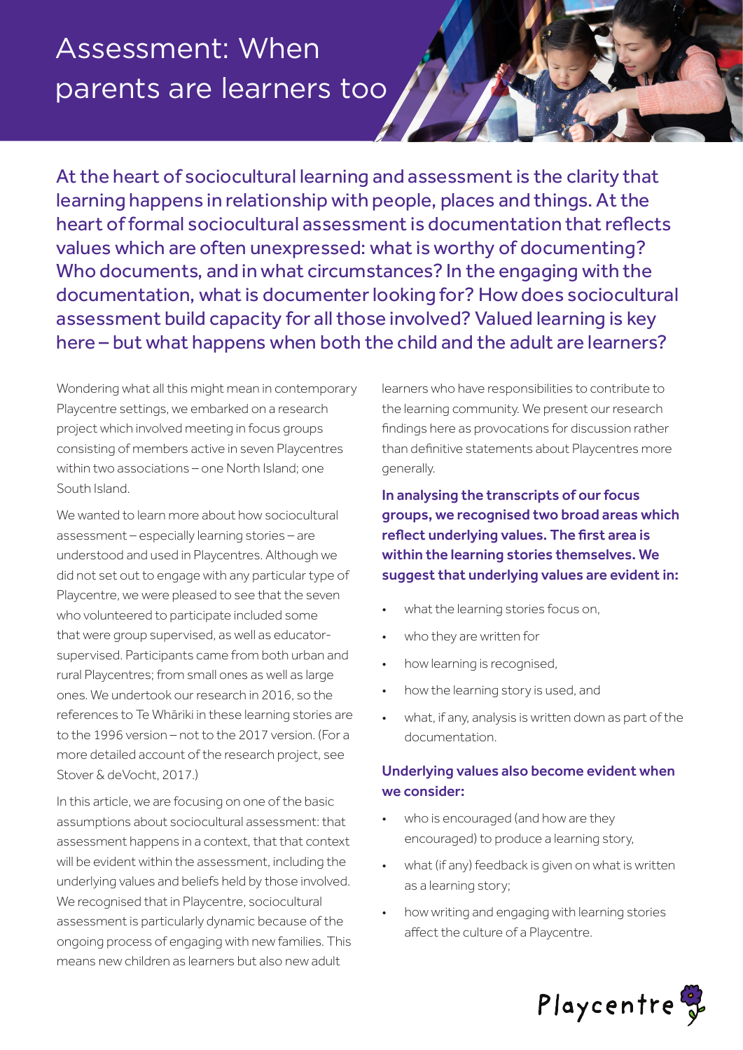# Assessment: When parents are learners too

At the heart of sociocultural learning and assessment is the clarity that learning happens in relationship with people, places and things. At the heart of formal sociocultural assessment is documentation that reflects values which are often unexpressed: what is worthy of documenting? Who documents, and in what circumstances? In the engaging with the documentation, what is documenter looking for? How does sociocultural assessment build capacity for all those involved? Valued learning is key here – but what happens when both the child and the adult are learners?

Wondering what all this might mean in contemporary Playcentre settings, we embarked on a research project which involved meeting in focus groups consisting of members active in seven Playcentres within two associations – one North Island; one South Island.

We wanted to learn more about how sociocultural assessment – especially learning stories – are understood and used in Playcentres. Although we did not set out to engage with any particular type of Playcentre, we were pleased to see that the seven who volunteered to participate included some that were group supervised, as well as educator-supervised. Participants came from both urban and rural Playcentres; from small ones as well as large ones. We undertook our research in 2016, so the references to Te Whāriki in these learning stories are to the 1996 version – not to the 2017 version. (For a more detailed account of the research project, see Stover & deVocht, 2017.)

In this article, we are focusing on one of the basic assumptions about sociocultural assessment: that assessment happens in a context, that that context will be evident within the assessment, including the underlying values and beliefs held by those involved. We recognised that in Playcentre, sociocultural assessment is particularly dynamic because of the ongoing process of engaging with new families. This means new children as learners but also new adult learners who have responsibilities to contribute to the learning community. We present our research findings here as provocations for discussion rather than definitive statements about Playcentres more generally.

**In analysing the transcripts of our focus groups, we recognised two broad areas which reflect underlying values. The first area is within the learning stories themselves. We suggest that underlying values are evident in:**

- what the learning stories focus on,
- who they are written for
- how learning is recognised,
- how the learning story is used, and
- what, if any, analysis is written down as part of the documentation.

**Underlying values also become evident when we consider:**

- who is encouraged (and how are they encouraged) to produce a learning story,
- what (if any) feedback is given on what is written as a learning story;
- how writing and engaging with learning stories affect the culture of a Playcentre.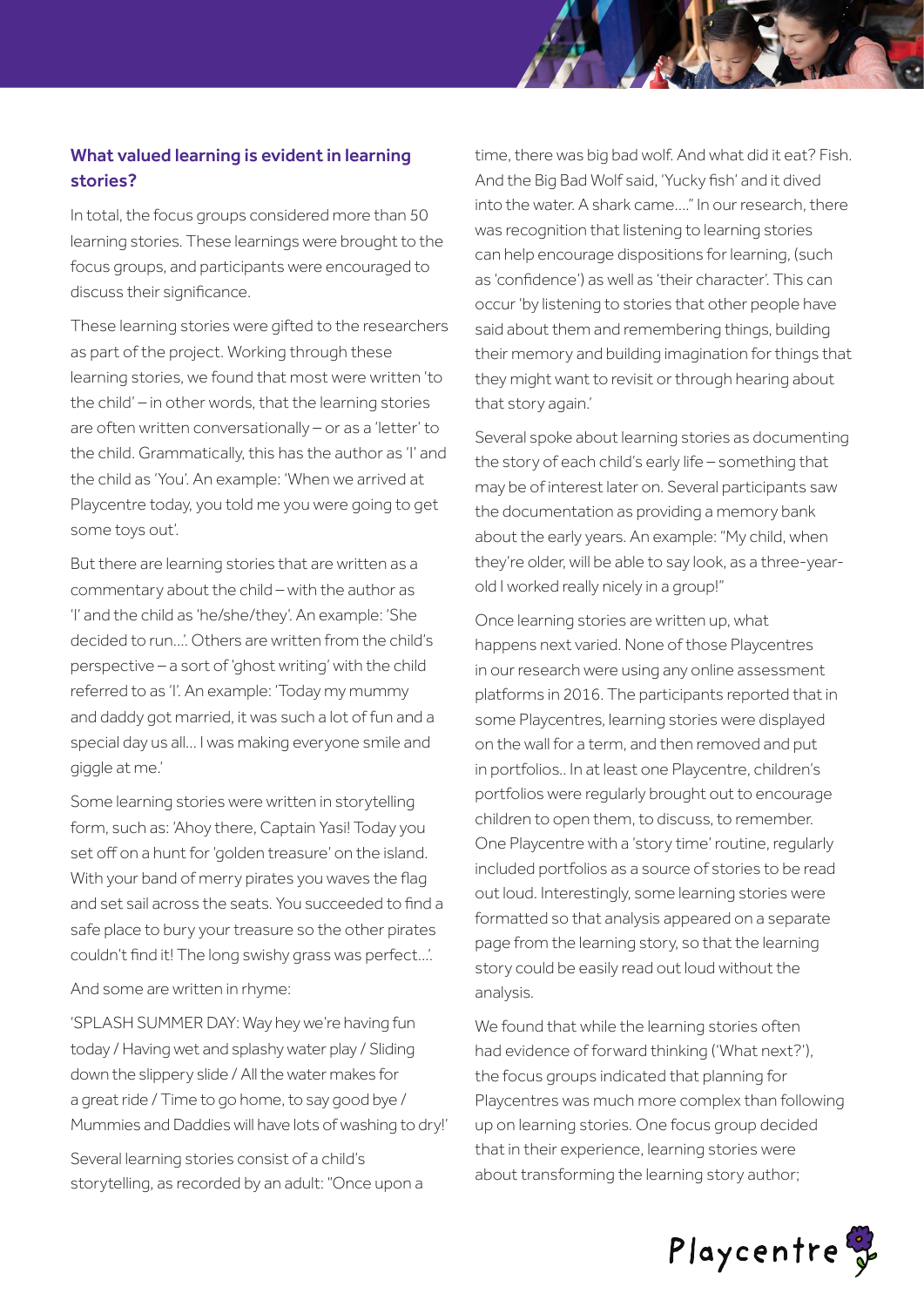### What valued learning is evident in learning stories?

In total, the focus groups considered more than 50 learning stories. These learnings were brought to the focus groups, and participants were encouraged to discuss their significance.

These learning stories were gifted to the researchers as part of the project. Working through these learning stories, we found that most were written 'to the child' – in other words, that the learning stories are often written conversationally – or as a 'letter' to the child. Grammatically, this has the author as 'I' and the child as 'You'. An example: 'When we arrived at Playcentre today, you told me you were going to get some toys out'.

But there are learning stories that are written as a commentary about the child – with the author as 'I' and the child as 'he/she/they'. An example: 'She decided to run…'. Others are written from the child's perspective – a sort of 'ghost writing' with the child referred to as 'I'. An example: 'Today my mummy and daddy got married, it was such a lot of fun and a special day us all… I was making everyone smile and giggle at me.'

Some learning stories were written in storytelling form, such as: 'Ahoy there, Captain Yasi! Today you set off on a hunt for 'golden treasure' on the island. With your band of merry pirates you waves the flag and set sail across the seats. You succeeded to find a safe place to bury your treasure so the other pirates couldn't find it! The long swishy grass was perfect…'.

And some are written in rhyme:

'SPLASH SUMMER DAY: Way hey we're having fun today / Having wet and splashy water play / Sliding down the slippery slide / All the water makes for a great ride / Time to go home, to say good bye / Mummies and Daddies will have lots of washing to dry!'

Several learning stories consist of a child's storytelling, as recorded by an adult: "Once upon a time, there was big bad wolf. And what did it eat? Fish. And the Big Bad Wolf said, 'Yucky fish' and it dived into the water. A shark came…." In our research, there was recognition that listening to learning stories can help encourage dispositions for learning, (such as 'confidence') as well as 'their character'. This can occur 'by listening to stories that other people have said about them and remembering things, building their memory and building imagination for things that they might want to revisit or through hearing about that story again.'

Several spoke about learning stories as documenting the story of each child's early life – something that may be of interest later on. Several participants saw the documentation as providing a memory bank about the early years. An example: "My child, when they're older, will be able to say look, as a three-year-old I worked really nicely in a group!"

Once learning stories are written up, what happens next varied. None of those Playcentres in our research were using any online assessment platforms in 2016. The participants reported that in some Playcentres, learning stories were displayed on the wall for a term, and then removed and put in portfolios.. In at least one Playcentre, children's portfolios were regularly brought out to encourage children to open them, to discuss, to remember. One Playcentre with a 'story time' routine, regularly included portfolios as a source of stories to be read out loud. Interestingly, some learning stories were formatted so that analysis appeared on a separate page from the learning story, so that the learning story could be easily read out loud without the analysis.

We found that while the learning stories often had evidence of forward thinking ('What next?'), the focus groups indicated that planning for Playcentres was much more complex than following up on learning stories. One focus group decided that in their experience, learning stories were about transforming the learning story author;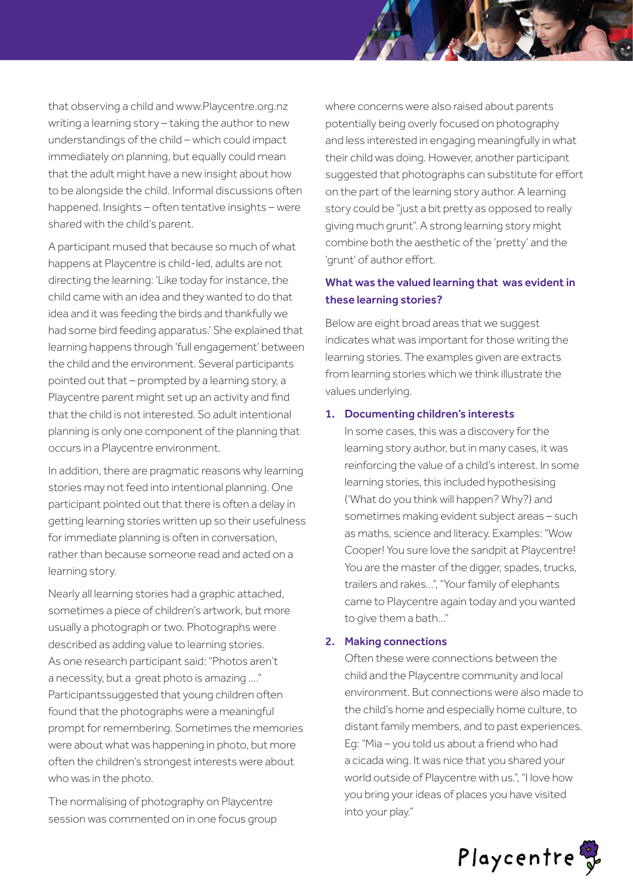that observing a child and www.Playcentre.org.nz writing a learning story – taking the author to new understandings of the child – which could impact immediately on planning, but equally could mean that the adult might have a new insight about how to be alongside the child. Informal discussions often happened. Insights – often tentative insights – were shared with the child's parent.

A participant mused that because so much of what happens at Playcentre is child-led, adults are not directing the learning: 'Like today for instance, the child came with an idea and they wanted to do that idea and it was feeding the birds and thankfully we had some bird feeding apparatus.' She explained that learning happens through 'full engagement' between the child and the environment. Several participants pointed out that – prompted by a learning story, a Playcentre parent might set up an activity and find that the child is not interested. So adult intentional planning is only one component of the planning that occurs in a Playcentre environment.

In addition, there are pragmatic reasons why learning stories may not feed into intentional planning. One participant pointed out that there is often a delay in getting learning stories written up so their usefulness for immediate planning is often in conversation, rather than because someone read and acted on a learning story.

Nearly all learning stories had a graphic attached, sometimes a piece of children's artwork, but more usually a photograph or two. Photographs were described as adding value to learning stories. As one research participant said: "Photos aren't a necessity, but a great photo is amazing ...." Participantssuggested that young children often found that the photographs were a meaningful prompt for remembering. Sometimes the memories were about what was happening in photo, but more often the children's strongest interests were about who was in the photo.

The normalising of photography on Playcentre session was commented on in one focus group where concerns were also raised about parents potentially being overly focused on photography and less interested in engaging meaningfully in what their child was doing. However, another participant suggested that photographs can substitute for effort on the part of the learning story author. A learning story could be "just a bit pretty as opposed to really giving much grunt". A strong learning story might combine both the aesthetic of the 'pretty' and the 'grunt' of author effort.

### What was the valued learning that was evident in these learning stories?

Below are eight broad areas that we suggest indicates what was important for those writing the learning stories. The examples given are extracts from learning stories which we think illustrate the values underlying.

1. **Documenting children's interests**

   In some cases, this was a discovery for the learning story author, but in many cases, it was reinforcing the value of a child's interest. In some learning stories, this included hypothesising ('What do you think will happen? Why?) and sometimes making evident subject areas – such as maths, science and literacy. Examples: "Wow Cooper! You sure love the sandpit at Playcentre! You are the master of the digger, spades, trucks, trailers and rakes...", "Your family of elephants came to Playcentre again today and you wanted to give them a bath..."

2. **Making connections**

   Often these were connections between the child and the Playcentre community and local environment. But connections were also made to the child's home and especially home culture, to distant family members, and to past experiences. Eg: "Mia – you told us about a friend who had a cicada wing. It was nice that you shared your world outside of Playcentre with us.", "I love how you bring your ideas of places you have visited into your play."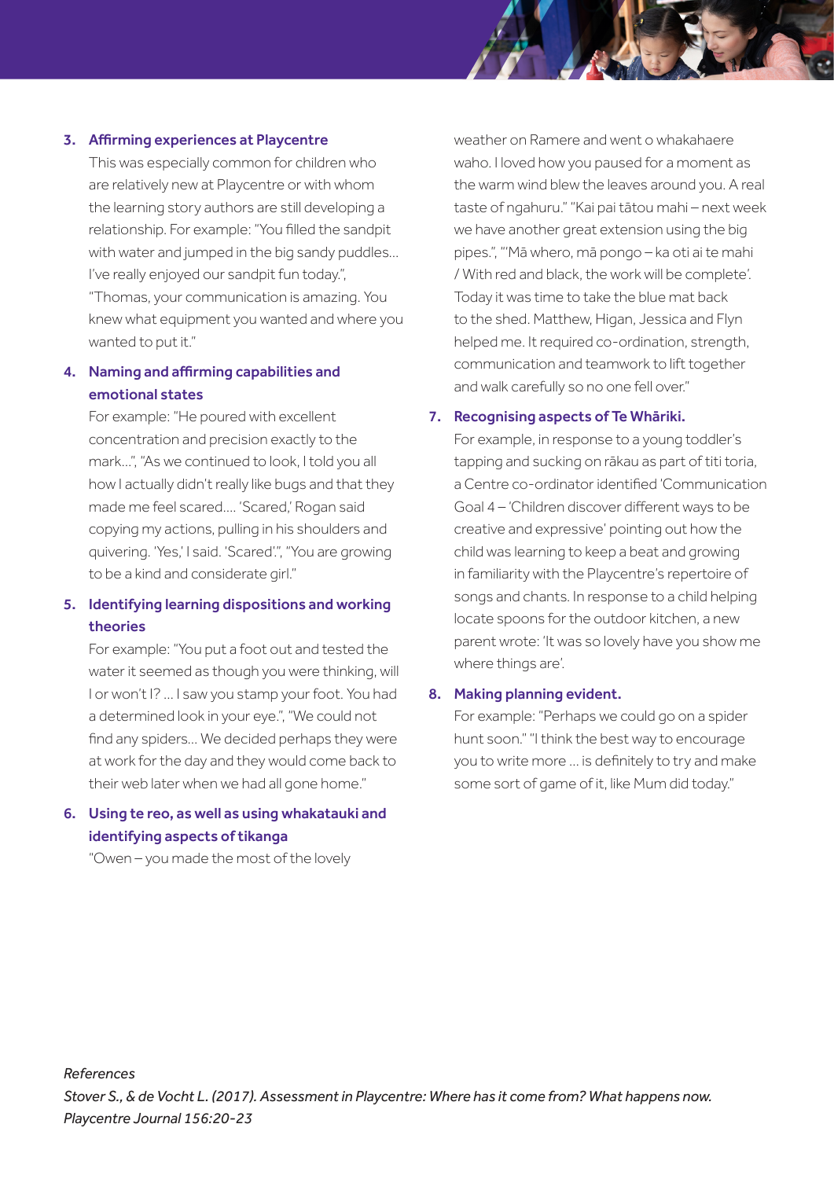3. **Affirming experiences at Playcentre**
   This was especially common for children who are relatively new at Playcentre or with whom the learning story authors are still developing a relationship. For example: "You filled the sandpit with water and jumped in the big sandy puddles... I've really enjoyed our sandpit fun today.", "Thomas, your communication is amazing. You knew what equipment you wanted and where you wanted to put it."

4. **Naming and affirming capabilities and emotional states**
   For example: "He poured with excellent concentration and precision exactly to the mark...", "As we continued to look, I told you all how I actually didn't really like bugs and that they made me feel scared.... 'Scared,' Rogan said copying my actions, pulling in his shoulders and quivering. 'Yes,' I said. 'Scared'.", "You are growing to be a kind and considerate girl."

5. **Identifying learning dispositions and working theories**
   For example: "You put a foot out and tested the water it seemed as though you were thinking, will I or won't I? ... I saw you stamp your foot. You had a determined look in your eye.", "We could not find any spiders... We decided perhaps they were at work for the day and they would come back to their web later when we had all gone home."

6. **Using te reo, as well as using whakatauki and identifying aspects of tikanga**
   "Owen – you made the most of the lovely weather on Ramere and went o whakahaere waho. I loved how you paused for a moment as the warm wind blew the leaves around you. A real taste of ngahuru." "Kai pai tātou mahi – next week we have another great extension using the big pipes.", "'Mā whero, mā pongo – ka oti ai te mahi / With red and black, the work will be complete'. Today it was time to take the blue mat back to the shed. Matthew, Higan, Jessica and Flyn helped me. It required co-ordination, strength, communication and teamwork to lift together and walk carefully so no one fell over."

7. **Recognising aspects of Te Whāriki.**
   For example, in response to a young toddler's tapping and sucking on rākau as part of titi toria, a Centre co-ordinator identified 'Communication Goal 4 – 'Children discover different ways to be creative and expressive' pointing out how the child was learning to keep a beat and growing in familiarity with the Playcentre's repertoire of songs and chants. In response to a child helping locate spoons for the outdoor kitchen, a new parent wrote: 'It was so lovely have you show me where things are'.

8. **Making planning evident.**
   For example: "Perhaps we could go on a spider hunt soon." "I think the best way to encourage you to write more ... is definitely to try and make some sort of game of it, like Mum did today."

*References*

*Stover S., & de Vocht L. (2017). Assessment in Playcentre: Where has it come from? What happens now. Playcentre Journal 156:20-23*